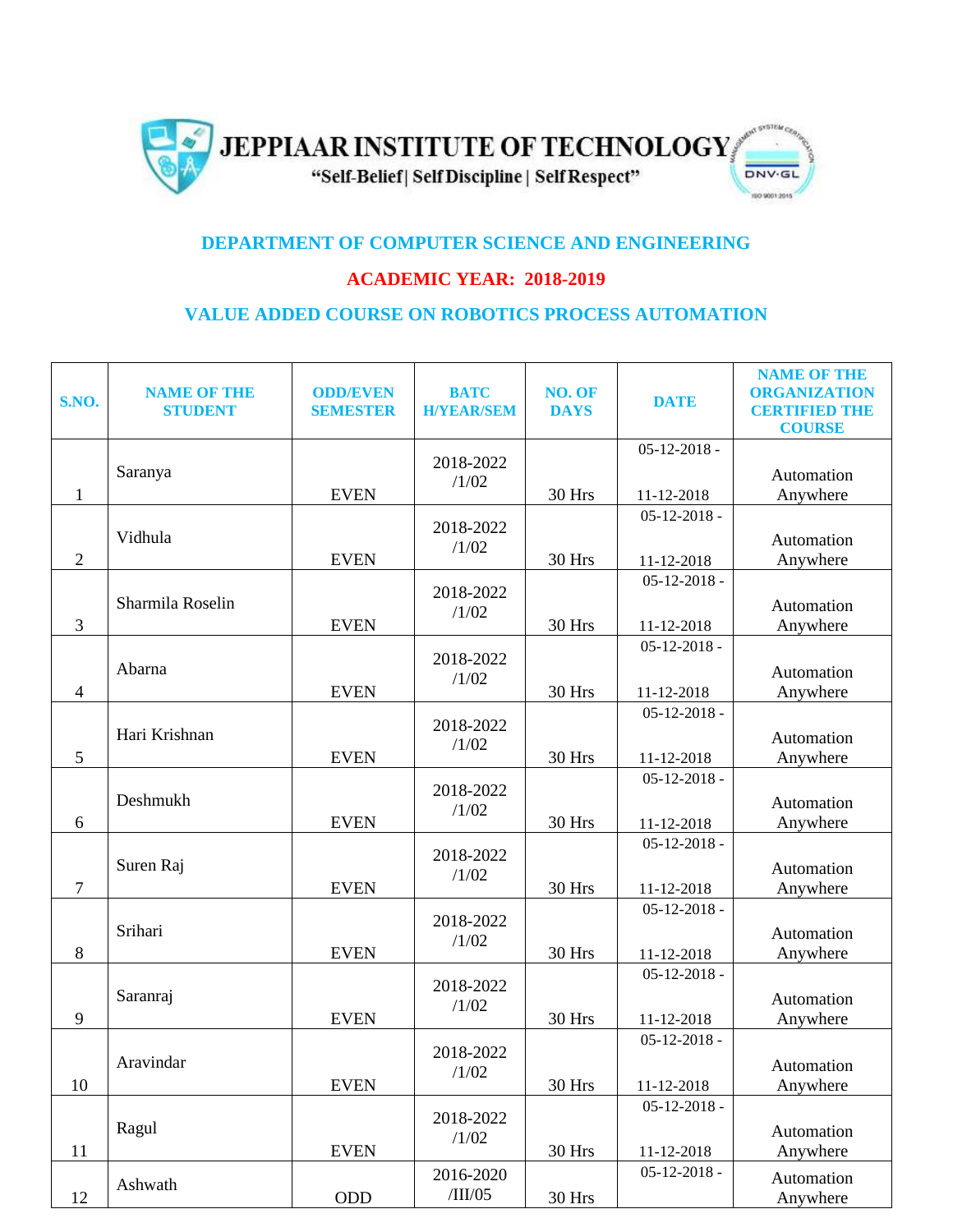# JEPPIAAR INSTITUTE OF TECHNOLOGY

"Self-Belief | Self Discipline | Self Respect"

## DEPARTMENT OF COMPUTER SCIENCE AND ENGINEERING

## ACADEMIC YEAR: 2018-2019

## VALUE ADDED COURSE ON ROBOTICS PROCESS AUTOMATION

| S.NO. | NAME OF THE STUDENT | ODD/EVEN SEMESTER | BATCH/YEAR/SEM | NO. OF DAYS | DATE | NAME OF THE ORGANIZATION CERTIFIED THE COURSE |
|---|---|---|---|---|---|---|
| 1 | Saranya | EVEN | 2018-2022 /1/02 | 30 Hrs | 05-12-2018 - 11-12-2018 | Automation Anywhere |
| 2 | Vidhula | EVEN | 2018-2022 /1/02 | 30 Hrs | 05-12-2018 - 11-12-2018 | Automation Anywhere |
| 3 | Sharmila Roselin | EVEN | 2018-2022 /1/02 | 30 Hrs | 05-12-2018 - 11-12-2018 | Automation Anywhere |
| 4 | Abarna | EVEN | 2018-2022 /1/02 | 30 Hrs | 05-12-2018 - 11-12-2018 | Automation Anywhere |
| 5 | Hari Krishnan | EVEN | 2018-2022 /1/02 | 30 Hrs | 05-12-2018 - 11-12-2018 | Automation Anywhere |
| 6 | Deshmukh | EVEN | 2018-2022 /1/02 | 30 Hrs | 05-12-2018 - 11-12-2018 | Automation Anywhere |
| 7 | Suren Raj | EVEN | 2018-2022 /1/02 | 30 Hrs | 05-12-2018 - 11-12-2018 | Automation Anywhere |
| 8 | Srihari | EVEN | 2018-2022 /1/02 | 30 Hrs | 05-12-2018 - 11-12-2018 | Automation Anywhere |
| 9 | Saranraj | EVEN | 2018-2022 /1/02 | 30 Hrs | 05-12-2018 - 11-12-2018 | Automation Anywhere |
| 10 | Aravindar | EVEN | 2018-2022 /1/02 | 30 Hrs | 05-12-2018 - 11-12-2018 | Automation Anywhere |
| 11 | Ragul | EVEN | 2018-2022 /1/02 | 30 Hrs | 05-12-2018 - 11-12-2018 | Automation Anywhere |
| 12 | Ashwath | ODD | 2016-2020 /III/05 | 30 Hrs | 05-12-2018 - | Automation Anywhere |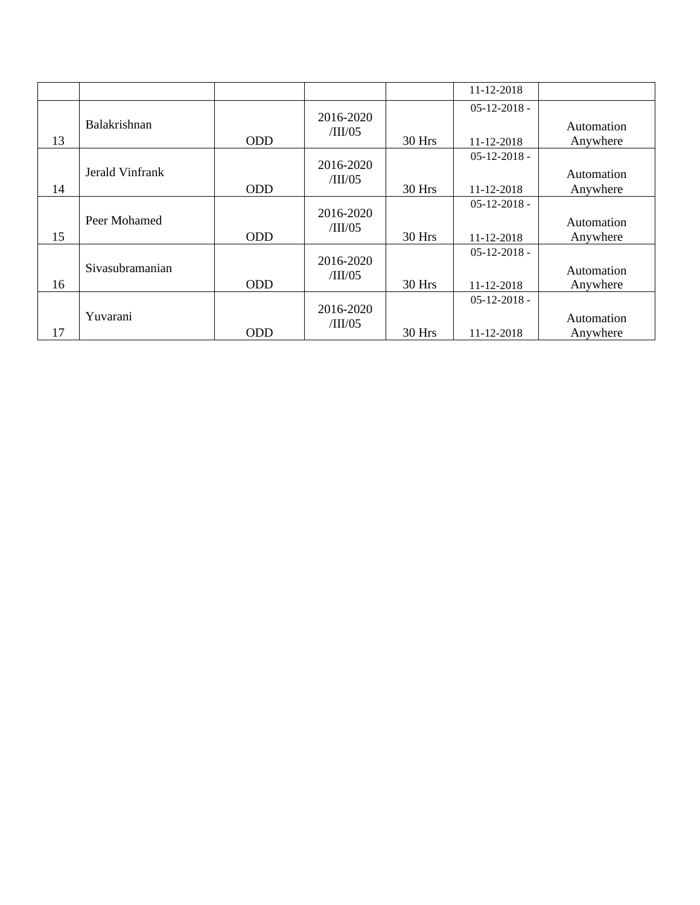| | | | | | | |
|---|---|---|---|---|---|---|
| | | | | | 11-12-2018 | |
| 13 | Balakrishnan | ODD | 2016-2020 /III/05 | 30 Hrs | 05-12-2018 - 11-12-2018 | Automation Anywhere |
| 14 | Jerald Vinfrank | ODD | 2016-2020 /III/05 | 30 Hrs | 05-12-2018 - 11-12-2018 | Automation Anywhere |
| 15 | Peer Mohamed | ODD | 2016-2020 /III/05 | 30 Hrs | 05-12-2018 - 11-12-2018 | Automation Anywhere |
| 16 | Sivasubramanian | ODD | 2016-2020 /III/05 | 30 Hrs | 05-12-2018 - 11-12-2018 | Automation Anywhere |
| 17 | Yuvarani | ODD | 2016-2020 /III/05 | 30 Hrs | 05-12-2018 - 11-12-2018 | Automation Anywhere |